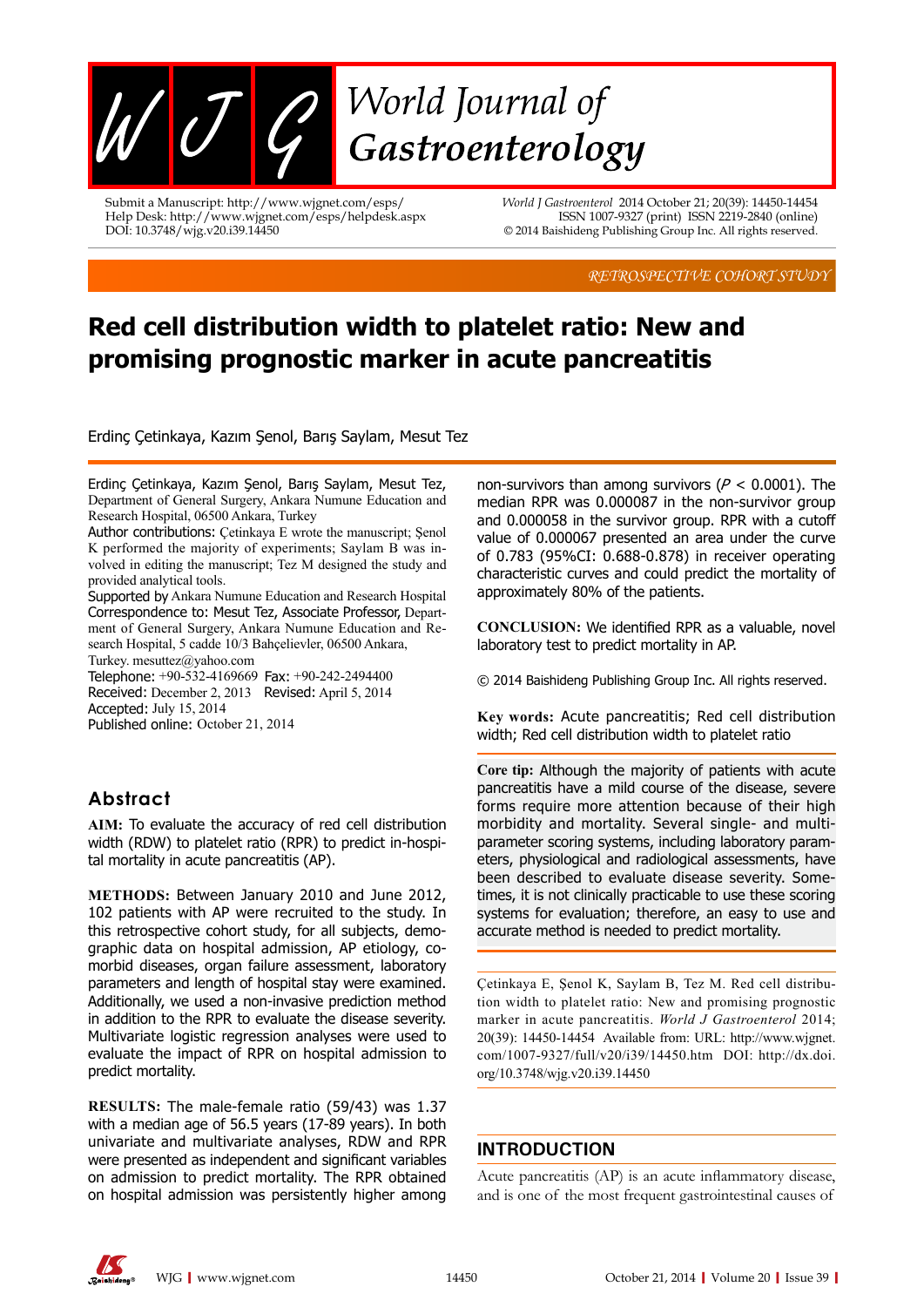Submit a Manuscript: http://www.wjgnet.com/esps/
Help Desk: http://www.wjgnet.com/esps/helpdesk.aspx
DOI: 10.3748/wjg.v20.i39.14450

*World J Gastroenterol* 2014 October 21; 20(39): 14450-14454
ISSN 1007-9327 (print) ISSN 2219-2840 (online)
© 2014 Baishideng Publishing Group Inc. All rights reserved.

*RETROSPECTIVE COHORT STUDY*

# Red cell distribution width to platelet ratio: New and promising prognostic marker in acute pancreatitis

Erdinç Çetinkaya, Kazım Şenol, Barış Saylam, Mesut Tez

Erdinç Çetinkaya, Kazım Şenol, Barış Saylam, Mesut Tez, Department of General Surgery, Ankara Numune Education and Research Hospital, 06500 Ankara, Turkey

Author contributions: Çetinkaya E wrote the manuscript; Şenol K performed the majority of experiments; Saylam B was involved in editing the manuscript; Tez M designed the study and provided analytical tools.

Supported by Ankara Numune Education and Research Hospital

Correspondence to: Mesut Tez, Associate Professor, Department of General Surgery, Ankara Numune Education and Research Hospital, 5 cadde 10/3 Bahçelievler, 06500 Ankara, Turkey. mesuttez@yahoo.com

Telephone: +90-532-4169669 Fax: +90-242-2494400

Received: December 2, 2013 Revised: April 5, 2014

Accepted: July 15, 2014

Published online: October 21, 2014

## Abstract

**AIM:** To evaluate the accuracy of red cell distribution width (RDW) to platelet ratio (RPR) to predict in-hospital mortality in acute pancreatitis (AP).

**METHODS:** Between January 2010 and June 2012, 102 patients with AP were recruited to the study. In this retrospective cohort study, for all subjects, demographic data on hospital admission, AP etiology, comorbid diseases, organ failure assessment, laboratory parameters and length of hospital stay were examined. Additionally, we used a non-invasive prediction method in addition to the RPR to evaluate the disease severity. Multivariate logistic regression analyses were used to evaluate the impact of RPR on hospital admission to predict mortality.

**RESULTS:** The male-female ratio (59/43) was 1.37 with a median age of 56.5 years (17-89 years). In both univariate and multivariate analyses, RDW and RPR were presented as independent and significant variables on admission to predict mortality. The RPR obtained on hospital admission was persistently higher among non-survivors than among survivors ($P < 0.0001$). The median RPR was 0.000087 in the non-survivor group and 0.000058 in the survivor group. RPR with a cutoff value of 0.000067 presented an area under the curve of 0.783 (95%CI: 0.688-0.878) in receiver operating characteristic curves and could predict the mortality of approximately 80% of the patients.

**CONCLUSION:** We identified RPR as a valuable, novel laboratory test to predict mortality in AP.

© 2014 Baishideng Publishing Group Inc. All rights reserved.

**Key words:** Acute pancreatitis; Red cell distribution width; Red cell distribution width to platelet ratio

**Core tip:** Although the majority of patients with acute pancreatitis have a mild course of the disease, severe forms require more attention because of their high morbidity and mortality. Several single- and multi-parameter scoring systems, including laboratory parameters, physiological and radiological assessments, have been described to evaluate disease severity. Sometimes, it is not clinically practicable to use these scoring systems for evaluation; therefore, an easy to use and accurate method is needed to predict mortality.

Çetinkaya E, Şenol K, Saylam B, Tez M. Red cell distribution width to platelet ratio: New and promising prognostic marker in acute pancreatitis. *World J Gastroenterol* 2014; 20(39): 14450-14454 Available from: URL: http://www.wjgnet.com/1007-9327/full/v20/i39/14450.htm DOI: http://dx.doi.org/10.3748/wjg.v20.i39.14450

## INTRODUCTION

Acute pancreatitis (AP) is an acute inflammatory disease, and is one of the most frequent gastrointestinal causes of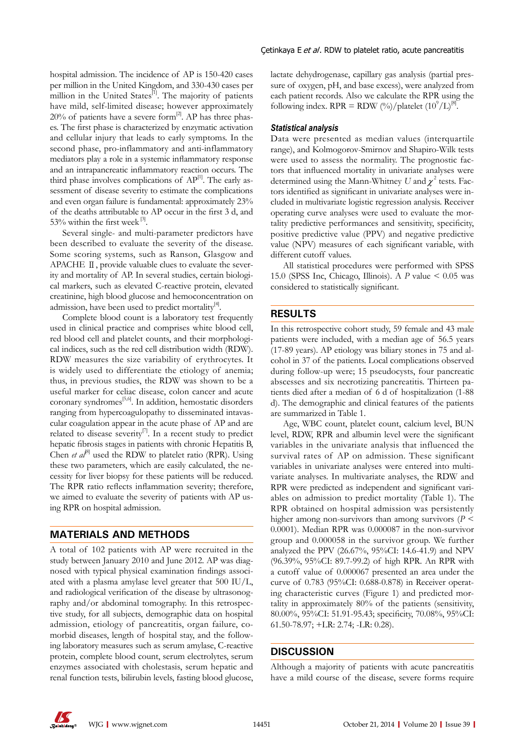hospital admission. The incidence of AP is 150-420 cases per million in the United Kingdom, and 330-430 cases per million in the United States[1]. The majority of patients have mild, self-limited disease; however approximately 20% of patients have a severe form[2]. AP has three phases. The first phase is characterized by enzymatic activation and cellular injury that leads to early symptoms. In the second phase, pro-inflammatory and anti-inflammatory mediators play a role in a systemic inflammatory response and an intrapancreatic inflammatory reaction occurs. The third phase involves complications of AP[1]. The early assessment of disease severity to estimate the complications and even organ failure is fundamental: approximately 23% of the deaths attributable to AP occur in the first 3 d, and 53% within the first week[3].

Several single- and multi-parameter predictors have been described to evaluate the severity of the disease. Some scoring systems, such as Ranson, Glasgow and APACHE Ⅱ, provide valuable clues to evaluate the severity and mortality of AP. In several studies, certain biological markers, such as elevated C-reactive protein, elevated creatinine, high blood glucose and hemoconcentration on admission, have been used to predict mortality[4].

Complete blood count is a laboratory test frequently used in clinical practice and comprises white blood cell, red blood cell and platelet counts, and their morphological indices, such as the red cell distribution width (RDW). RDW measures the size variability of erythrocytes. It is widely used to differentiate the etiology of anemia; thus, in previous studies, the RDW was shown to be a useful marker for celiac disease, colon cancer and acute coronary syndromes[5,6]. In addition, hemostatic disorders ranging from hypercoagulopathy to disseminated intavascular coagulation appear in the acute phase of AP and are related to disease severity[7]. In a recent study to predict hepatic fibrosis stages in patients with chronic Hepatitis B, Chen *et al*[8] used the RDW to platelet ratio (RPR). Using these two parameters, which are easily calculated, the necessity for liver biopsy for these patients will be reduced. The RPR ratio reflects inflammation severity; therefore, we aimed to evaluate the severity of patients with AP using RPR on hospital admission.

## MATERIALS AND METHODS

A total of 102 patients with AP were recruited in the study between January 2010 and June 2012. AP was diagnosed with typical physical examination findings associated with a plasma amylase level greater that 500 IU/L, and radiological verification of the disease by ultrasonography and/or abdominal tomography. In this retrospective study, for all subjects, demographic data on hospital admission, etiology of pancreatitis, organ failure, comorbid diseases, length of hospital stay, and the following laboratory measures such as serum amylase, C-reactive protein, complete blood count, serum electrolytes, serum enzymes associated with cholestasis, serum hepatic and renal function tests, bilirubin levels, fasting blood glucose, lactate dehydrogenase, capillary gas analysis (partial pressure of oxygen, pH, and base excess), were analyzed from each patient records. Also we calculate the RPR using the following index. RPR = RDW (%)/platelet ($10^9$/L)[8].

### Statistical analysis

Data were presented as median values (interquartile range), and Kolmogorov-Smirnov and Shapiro-Wilk tests were used to assess the normality. The prognostic factors that influenced mortality in univariate analyses were determined using the Mann-Whitney *U* and $\chi^2$ tests. Factors identified as significant in univariate analyses were included in multivariate logistic regression analysis. Receiver operating curve analyses were used to evaluate the mortality predictive performances and sensitivity, specificity, positive predictive value (PPV) and negative predictive value (NPV) measures of each significant variable, with different cutoff values.

All statistical procedures were performed with SPSS 15.0 (SPSS Inc, Chicago, Illinois). A *P* value < 0.05 was considered to statistically significant.

## RESULTS

In this retrospective cohort study, 59 female and 43 male patients were included, with a median age of 56.5 years (17-89 years). AP etiology was biliary stones in 75 and alcohol in 37 of the patients. Local complications observed during follow-up were; 15 pseudocysts, four pancreatic abscesses and six necrotizing pancreatitis. Thirteen patients died after a median of 6 d of hospitalization (1-88 d). The demographic and clinical features of the patients are summarized in Table 1.

Age, WBC count, platelet count, calcium level, BUN level, RDW, RPR and albumin level were the significant variables in the univariate analysis that influenced the survival rates of AP on admission. These significant variables in univariate analyses were entered into multivariate analyses. In multivariate analyses, the RDW and RPR were predicted as independent and significant variables on admission to predict mortality (Table 1). The RPR obtained on hospital admission was persistently higher among non-survivors than among survivors (*P* < 0.0001). Median RPR was 0.000087 in the non-survivor group and 0.000058 in the survivor group. We further analyzed the PPV (26.67%, 95%CI: 14.6-41.9) and NPV (96.39%, 95%CI: 89.7-99.2) of high RPR. An RPR with a cutoff value of 0.000067 presented an area under the curve of 0.783 (95%CI: 0.688-0.878) in Receiver operating characteristic curves (Figure 1) and predicted mortality in approximately 80% of the patients (sensitivity, 80.00%, 95%CI: 51.91-95.43; specificity, 70.08%, 95%CI: 61.50-78.97; +LR: 2.74; -LR: 0.28).

## DISCUSSION

Although a majority of patients with acute pancreatitis have a mild course of the disease, severe forms require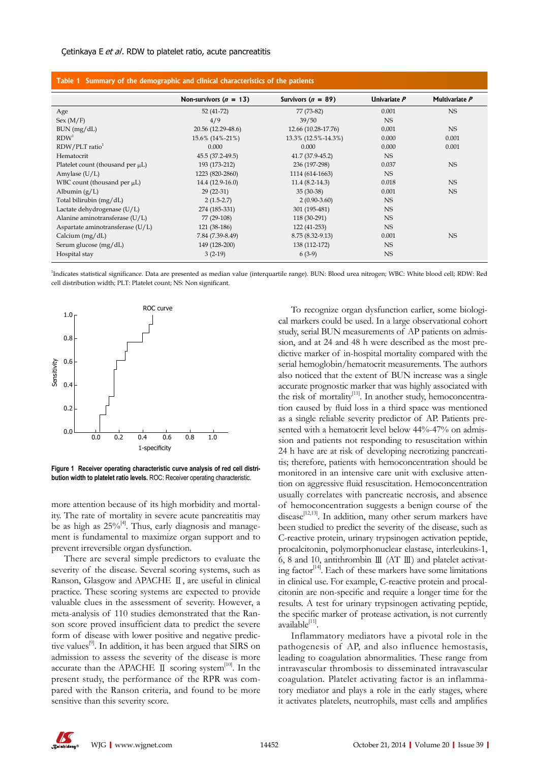**Table 1 Summary of the demographic and clinical characteristics of the patients**

| | Non-survivors ($n$ = 13) | Survivors ($n$ = 89) | Univariate $P$ | Multivariate $P$ |
|---|---|---|---|---|
| Age | 52 (41-72) | 77 (73-82) | 0.001 | NS |
| Sex (M/F) | 4/9 | 39/50 | NS | |
| BUN (mg/dL) | 20.56 (12.29-48.6) | 12.66 (10.28-17.76) | 0.001 | NS |
| RDW[1] | 15.6% (14%-21%) | 13.3% (12.5%-14.3%) | 0.000 | 0.001 |
| RDW/PLT ratio[1] | 0.000 | 0.000 | 0.000 | 0.001 |
| Hematocrit | 45.5 (37.2-49.5) | 41.7 (37.9-45.2) | NS | |
| Platelet count (thousand per μL) | 193 (173-212) | 236 (197-298) | 0.037 | NS |
| Amylase (U/L) | 1223 (820-2860) | 1114 (614-1663) | NS | |
| WBC count (thousand per μL) | 14.4 (12.9-16.0) | 11.4 (8.2-14.3) | 0.018 | NS |
| Albumin (g/L) | 29 (22-31) | 35 (30-38) | 0.001 | NS |
| Total bilirubin (mg/dL) | 2 (1.5-2.7) | 2 (0.90-3.60) | NS | |
| Lactate dehydrogenase (U/L) | 274 (185-331) | 301 (195-481) | NS | |
| Alanine aminotransferase (U/L) | 77 (29-108) | 118 (30-291) | NS | |
| Aspartate aminotransferase (U/L) | 121 (38-186) | 122 (41-253) | NS | |
| Calcium (mg/dL) | 7.84 (7.39-8.49) | 8.75 (8.32-9.13) | 0.001 | NS |
| Serum glucose (mg/dL) | 149 (128-200) | 138 (112-172) | NS | |
| Hospital stay | 3 (2-19) | 6 (3-9) | NS | |

[1]Indicates statistical significance. Data are presented as median value (interquartile range). BUN: Blood urea nitrogen; WBC: White blood cell; RDW: Red cell distribution width; PLT: Platelet count; NS: Non significant.

**Figure 1 Receiver operating characteristic curve analysis of red cell distribution width to platelet ratio levels.** ROC: Receiver operating characteristic.

more attention because of its high morbidity and mortality. The rate of mortality in severe acute pancreatitis may be as high as 25%[4]. Thus, early diagnosis and management is fundamental to maximize organ support and to prevent irreversible organ dysfunction.

There are several simple predictors to evaluate the severity of the disease. Several scoring systems, such as Ranson, Glasgow and APACHE Ⅱ, are useful in clinical practice. These scoring systems are expected to provide valuable clues in the assessment of severity. However, a meta-analysis of 110 studies demonstrated that the Ranson score proved insufficient data to predict the severe form of disease with lower positive and negative predictive values[9]. In addition, it has been argued that SIRS on admission to assess the severity of the disease is more accurate than the APACHE Ⅱ scoring system[10]. In the present study, the performance of the RPR was compared with the Ranson criteria, and found to be more sensitive than this severity score.

To recognize organ dysfunction earlier, some biological markers could be used. In a large observational cohort study, serial BUN measurements of AP patients on admission, and at 24 and 48 h were described as the most predictive marker of in-hospital mortality compared with the serial hemoglobin/hematocrit measurements. The authors also noticed that the extent of BUN increase was a single accurate prognostic marker that was highly associated with the risk of mortality[11]. In another study, hemoconcentration caused by fluid loss in a third space was mentioned as a single reliable severity predictor of AP. Patients presented with a hematocrit level below 44%-47% on admission and patients not responding to resuscitation within 24 h have are at risk of developing necrotizing pancreatitis; therefore, patients with hemoconcentration should be monitored in an intensive care unit with exclusive attention on aggressive fluid resuscitation. Hemoconcentration usually correlates with pancreatic necrosis, and absence of hemoconcentration suggests a benign course of the disease[12,13]. In addition, many other serum markers have been studied to predict the severity of the disease, such as C-reactive protein, urinary trypsinogen activation peptide, procalcitonin, polymorphonuclear elastase, interleukins-1, 6, 8 and 10, antithrombin Ⅲ (AT Ⅲ) and platelet activating factor[14]. Each of these markers have some limitations in clinical use. For example, C-reactive protein and procalcitonin are non-specific and require a longer time for the results. A test for urinary trypsinogen activating peptide, the specific marker of protease activation, is not currently available[11].

Inflammatory mediators have a pivotal role in the pathogenesis of AP, and also influence hemostasis, leading to coagulation abnormalities. These range from intravascular thrombosis to disseminated intravascular coagulation. Platelet activating factor is an inflammatory mediator and plays a role in the early stages, where it activates platelets, neutrophils, mast cells and amplifies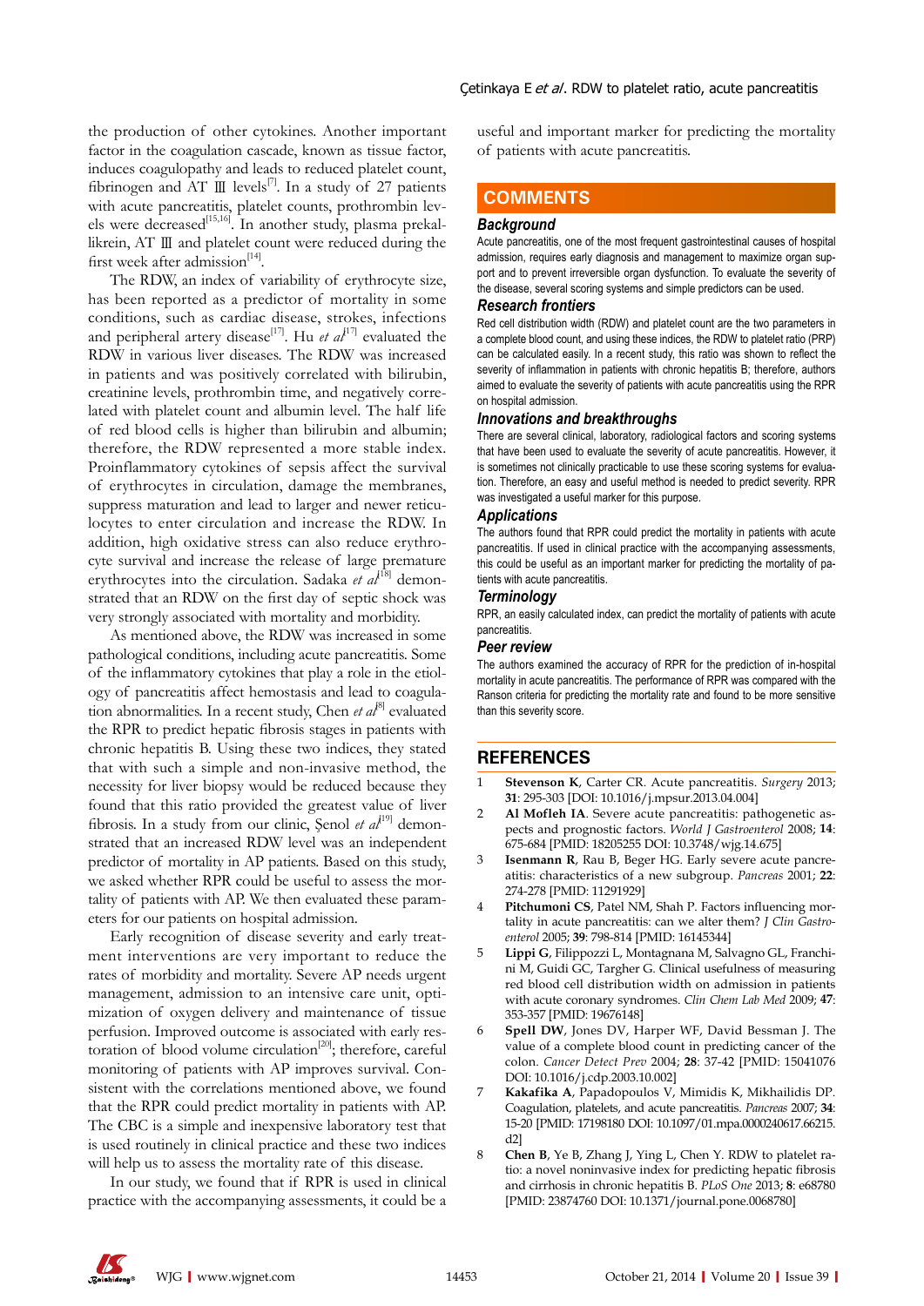the production of other cytokines. Another important factor in the coagulation cascade, known as tissue factor, induces coagulopathy and leads to reduced platelet count, fibrinogen and AT Ⅲ levels[7]. In a study of 27 patients with acute pancreatitis, platelet counts, prothrombin levels were decreased[15,16]. In another study, plasma prekallikrein, AT Ⅲ and platelet count were reduced during the first week after admission[14].

The RDW, an index of variability of erythrocyte size, has been reported as a predictor of mortality in some conditions, such as cardiac disease, strokes, infections and peripheral artery disease[17]. Hu *et al*[17] evaluated the RDW in various liver diseases. The RDW was increased in patients and was positively correlated with bilirubin, creatinine levels, prothrombin time, and negatively correlated with platelet count and albumin level. The half life of red blood cells is higher than bilirubin and albumin; therefore, the RDW represented a more stable index. Proinflammatory cytokines of sepsis affect the survival of erythrocytes in circulation, damage the membranes, suppress maturation and lead to larger and newer reticulocytes to enter circulation and increase the RDW. In addition, high oxidative stress can also reduce erythrocyte survival and increase the release of large premature erythrocytes into the circulation. Sadaka *et al*[18] demonstrated that an RDW on the first day of septic shock was very strongly associated with mortality and morbidity.

As mentioned above, the RDW was increased in some pathological conditions, including acute pancreatitis. Some of the inflammatory cytokines that play a role in the etiology of pancreatitis affect hemostasis and lead to coagulation abnormalities. In a recent study, Chen *et al*[8] evaluated the RPR to predict hepatic fibrosis stages in patients with chronic hepatitis B. Using these two indices, they stated that with such a simple and non-invasive method, the necessity for liver biopsy would be reduced because they found that this ratio provided the greatest value of liver fibrosis. In a study from our clinic, Şenol *et al*[19] demonstrated that an increased RDW level was an independent predictor of mortality in AP patients. Based on this study, we asked whether RPR could be useful to assess the mortality of patients with AP. We then evaluated these parameters for our patients on hospital admission.

Early recognition of disease severity and early treatment interventions are very important to reduce the rates of morbidity and mortality. Severe AP needs urgent management, admission to an intensive care unit, optimization of oxygen delivery and maintenance of tissue perfusion. Improved outcome is associated with early restoration of blood volume circulation[20]; therefore, careful monitoring of patients with AP improves survival. Consistent with the correlations mentioned above, we found that the RPR could predict mortality in patients with AP. The CBC is a simple and inexpensive laboratory test that is used routinely in clinical practice and these two indices will help us to assess the mortality rate of this disease.

In our study, we found that if RPR is used in clinical practice with the accompanying assessments, it could be a useful and important marker for predicting the mortality of patients with acute pancreatitis.

## COMMENTS

### Background

Acute pancreatitis, one of the most frequent gastrointestinal causes of hospital admission, requires early diagnosis and management to maximize organ support and to prevent irreversible organ dysfunction. To evaluate the severity of the disease, several scoring systems and simple predictors can be used.

### Research frontiers

Red cell distribution width (RDW) and platelet count are the two parameters in a complete blood count, and using these indices, the RDW to platelet ratio (PRP) can be calculated easily. In a recent study, this ratio was shown to reflect the severity of inflammation in patients with chronic hepatitis B; therefore, authors aimed to evaluate the severity of patients with acute pancreatitis using the RPR on hospital admission.

### Innovations and breakthroughs

There are several clinical, laboratory, radiological factors and scoring systems that have been used to evaluate the severity of acute pancreatitis. However, it is sometimes not clinically practicable to use these scoring systems for evaluation. Therefore, an easy and useful method is needed to predict severity. RPR was investigated a useful marker for this purpose.

### Applications

The authors found that RPR could predict the mortality in patients with acute pancreatitis. If used in clinical practice with the accompanying assessments, this could be useful as an important marker for predicting the mortality of patients with acute pancreatitis.

### Terminology

RPR, an easily calculated index, can predict the mortality of patients with acute pancreatitis.

### Peer review

The authors examined the accuracy of RPR for the prediction of in-hospital mortality in acute pancreatitis. The performance of RPR was compared with the Ranson criteria for predicting the mortality rate and found to be more sensitive than this severity score.

## REFERENCES

1. **Stevenson K**, Carter CR. Acute pancreatitis. *Surgery* 2013; **31**: 295-303 [DOI: 10.1016/j.mpsur.2013.04.004]
2. **Al Mofleh IA**. Severe acute pancreatitis: pathogenetic aspects and prognostic factors. *World J Gastroenterol* 2008; **14**: 675-684 [PMID: 18205255 DOI: 10.3748/wjg.14.675]
3. **Isenmann R**, Rau B, Beger HG. Early severe acute pancreatitis: characteristics of a new subgroup. *Pancreas* 2001; **22**: 274-278 [PMID: 11291929]
4. **Pitchumoni CS**, Patel NM, Shah P. Factors influencing mortality in acute pancreatitis: can we alter them? *J Clin Gastroenterol* 2005; **39**: 798-814 [PMID: 16145344]
5. **Lippi G**, Filippozzi L, Montagnana M, Salvagno GL, Franchini M, Guidi GC, Targher G. Clinical usefulness of measuring red blood cell distribution width on admission in patients with acute coronary syndromes. *Clin Chem Lab Med* 2009; **47**: 353-357 [PMID: 19676148]
6. **Spell DW**, Jones DV, Harper WF, David Bessman J. The value of a complete blood count in predicting cancer of the colon. *Cancer Detect Prev* 2004; **28**: 37-42 [PMID: 15041076 DOI: 10.1016/j.cdp.2003.10.002]
7. **Kakafika A**, Papadopoulos V, Mimidis K, Mikhailidis DP. Coagulation, platelets, and acute pancreatitis. *Pancreas* 2007; **34**: 15-20 [PMID: 17198180 DOI: 10.1097/01.mpa.0000240617.66215.d2]
8. **Chen B**, Ye B, Zhang J, Ying L, Chen Y. RDW to platelet ratio: a novel noninvasive index for predicting hepatic fibrosis and cirrhosis in chronic hepatitis B. *PLoS One* 2013; **8**: e68780 [PMID: 23874760 DOI: 10.1371/journal.pone.0068780]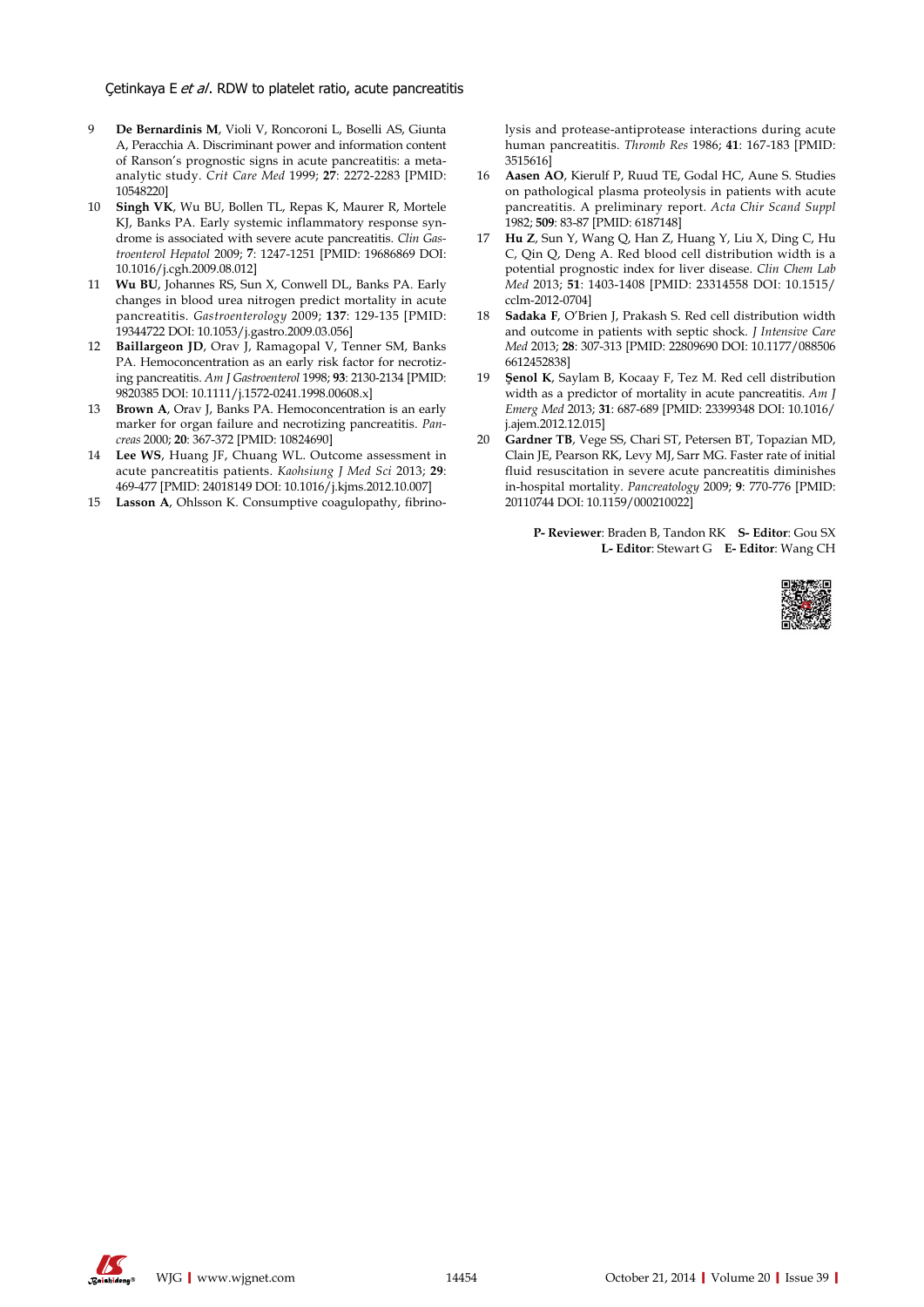9. **De Bernardinis M**, Violi V, Roncoroni L, Boselli AS, Giunta A, Peracchia A. Discriminant power and information content of Ranson's prognostic signs in acute pancreatitis: a meta-analytic study. *Crit Care Med* 1999; **27**: 2272-2283 [PMID: 10548220]
10. **Singh VK**, Wu BU, Bollen TL, Repas K, Maurer R, Mortele KJ, Banks PA. Early systemic inflammatory response syndrome is associated with severe acute pancreatitis. *Clin Gastroenterol Hepatol* 2009; **7**: 1247-1251 [PMID: 19686869 DOI: 10.1016/j.cgh.2009.08.012]
11. **Wu BU**, Johannes RS, Sun X, Conwell DL, Banks PA. Early changes in blood urea nitrogen predict mortality in acute pancreatitis. *Gastroenterology* 2009; **137**: 129-135 [PMID: 19344722 DOI: 10.1053/j.gastro.2009.03.056]
12. **Baillargeon JD**, Orav J, Ramagopal V, Tenner SM, Banks PA. Hemoconcentration as an early risk factor for necrotizing pancreatitis. *Am J Gastroenterol* 1998; **93**: 2130-2134 [PMID: 9820385 DOI: 10.1111/j.1572-0241.1998.00608.x]
13. **Brown A**, Orav J, Banks PA. Hemoconcentration is an early marker for organ failure and necrotizing pancreatitis. *Pancreas* 2000; **20**: 367-372 [PMID: 10824690]
14. **Lee WS**, Huang JF, Chuang WL. Outcome assessment in acute pancreatitis patients. *Kaohsiung J Med Sci* 2013; **29**: 469-477 [PMID: 24018149 DOI: 10.1016/j.kjms.2012.10.007]
15. **Lasson A**, Ohlsson K. Consumptive coagulopathy, fibrinolysis and protease-antiprotease interactions during acute human pancreatitis. *Thromb Res* 1986; **41**: 167-183 [PMID: 3515616]
16. **Aasen AO**, Kierulf P, Ruud TE, Godal HC, Aune S. Studies on pathological plasma proteolysis in patients with acute pancreatitis. A preliminary report. *Acta Chir Scand Suppl* 1982; **509**: 83-87 [PMID: 6187148]
17. **Hu Z**, Sun Y, Wang Q, Han Z, Huang Y, Liu X, Ding C, Hu C, Qin Q, Deng A. Red blood cell distribution width is a potential prognostic index for liver disease. *Clin Chem Lab Med* 2013; **51**: 1403-1408 [PMID: 23314558 DOI: 10.1515/cclm-2012-0704]
18. **Sadaka F**, O'Brien J, Prakash S. Red cell distribution width and outcome in patients with septic shock. *J Intensive Care Med* 2013; **28**: 307-313 [PMID: 22809690 DOI: 10.1177/0885066612452838]
19. **Şenol K**, Saylam B, Kocaay F, Tez M. Red cell distribution width as a predictor of mortality in acute pancreatitis. *Am J Emerg Med* 2013; **31**: 687-689 [PMID: 23399348 DOI: 10.1016/j.ajem.2012.12.015]
20. **Gardner TB**, Vege SS, Chari ST, Petersen BT, Topazian MD, Clain JE, Pearson RK, Levy MJ, Sarr MG. Faster rate of initial fluid resuscitation in severe acute pancreatitis diminishes in-hospital mortality. *Pancreatology* 2009; **9**: 770-776 [PMID: 20110744 DOI: 10.1159/000210022]

**P- Reviewer**: Braden B, Tandon RK **S- Editor**: Gou SX
**L- Editor**: Stewart G **E- Editor**: Wang CH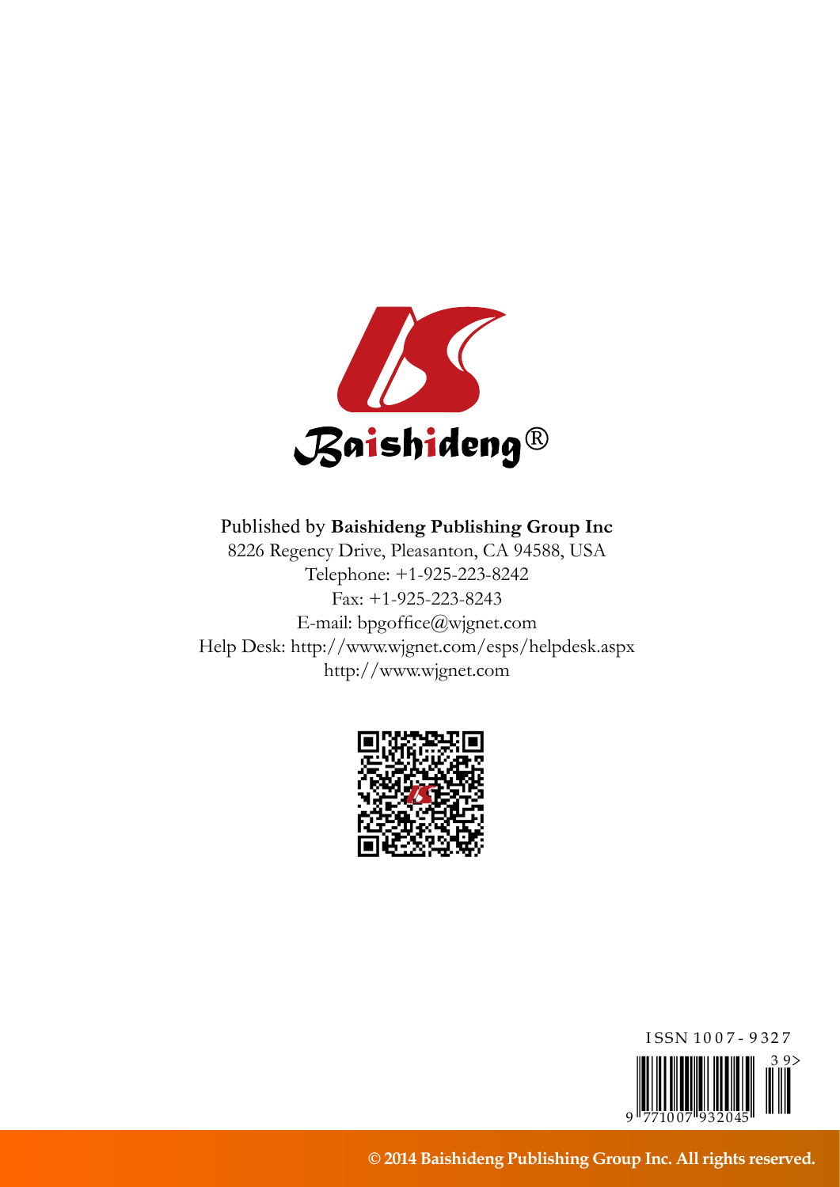Baishideng®

Published by **Baishideng Publishing Group Inc**

8226 Regency Drive, Pleasanton, CA 94588, USA

Telephone: +1-925-223-8242

Fax: +1-925-223-8243

E-mail: bpgoffice@wjgnet.com

Help Desk: http://www.wjgnet.com/esps/helpdesk.aspx

http://www.wjgnet.com

ISSN 1007-9327

39>

9 771007 932045

**© 2014 Baishideng Publishing Group Inc. All rights reserved.**